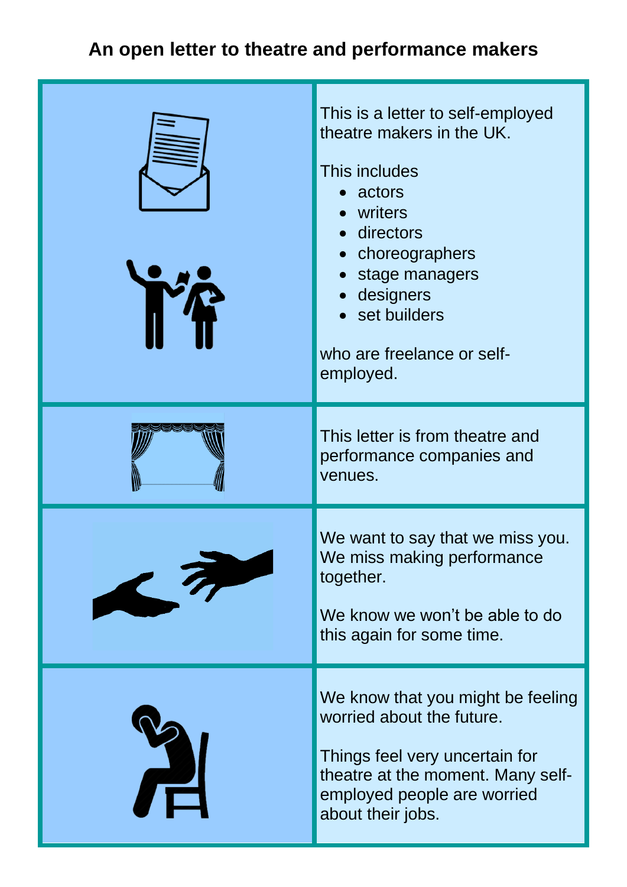# An open letter to theatre and performance makers

This is a letter to self-employed theatre makers in the UK.

This includes

- actors
- writers
- directors
- choreographers
- stage managers
- designers
- set builders

who are freelance or self-employed.

This letter is from theatre and performance companies and venues.

We want to say that we miss you. We miss making performance together.

We know we won't be able to do this again for some time.

We know that you might be feeling worried about the future.

Things feel very uncertain for theatre at the moment. Many self-employed people are worried about their jobs.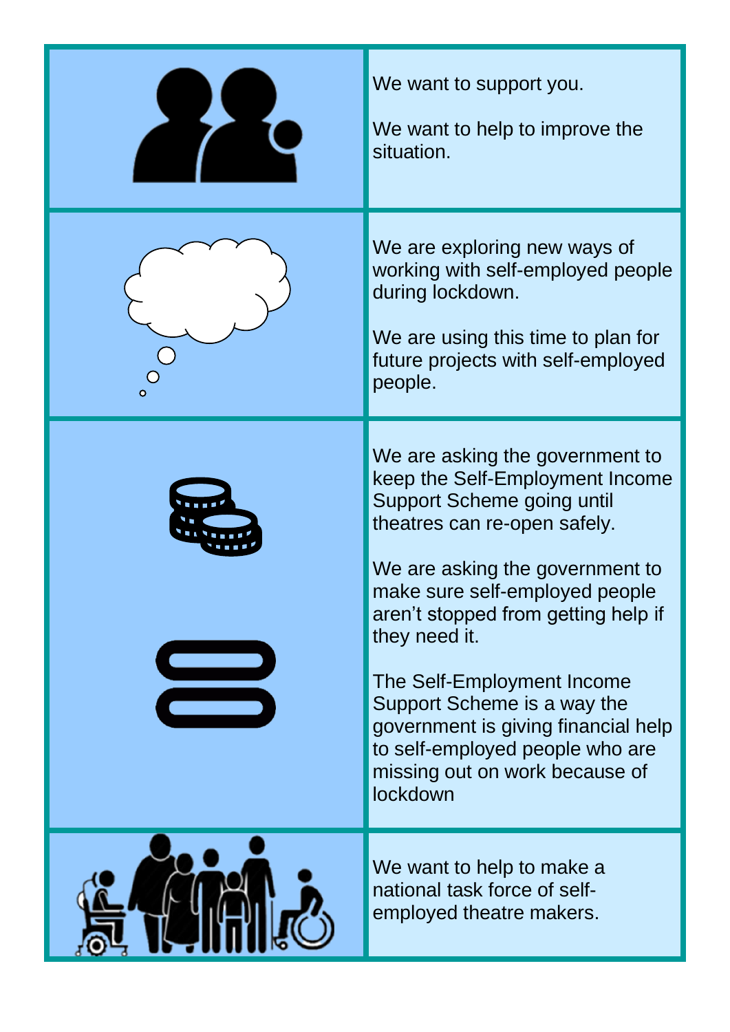We want to support you.

We want to help to improve the situation.

We are exploring new ways of working with self-employed people during lockdown.

We are using this time to plan for future projects with self-employed people.

We are asking the government to keep the Self-Employment Income Support Scheme going until theatres can re-open safely.

We are asking the government to make sure self-employed people aren't stopped from getting help if they need it.

The Self-Employment Income Support Scheme is a way the government is giving financial help to self-employed people who are missing out on work because of lockdown

We want to help to make a national task force of self-employed theatre makers.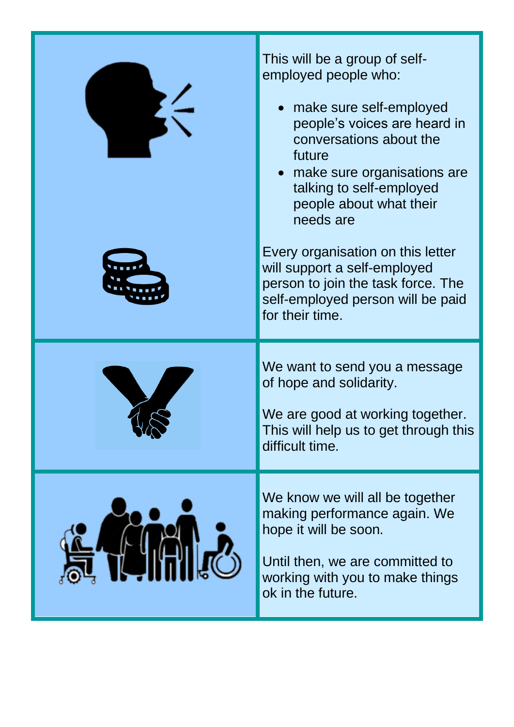This will be a group of self-employed people who:

- make sure self-employed people's voices are heard in conversations about the future
- make sure organisations are talking to self-employed people about what their needs are

Every organisation on this letter will support a self-employed person to join the task force. The self-employed person will be paid for their time.

We want to send you a message of hope and solidarity.

We are good at working together. This will help us to get through this difficult time.

We know we will all be together making performance again. We hope it will be soon.

Until then, we are committed to working with you to make things ok in the future.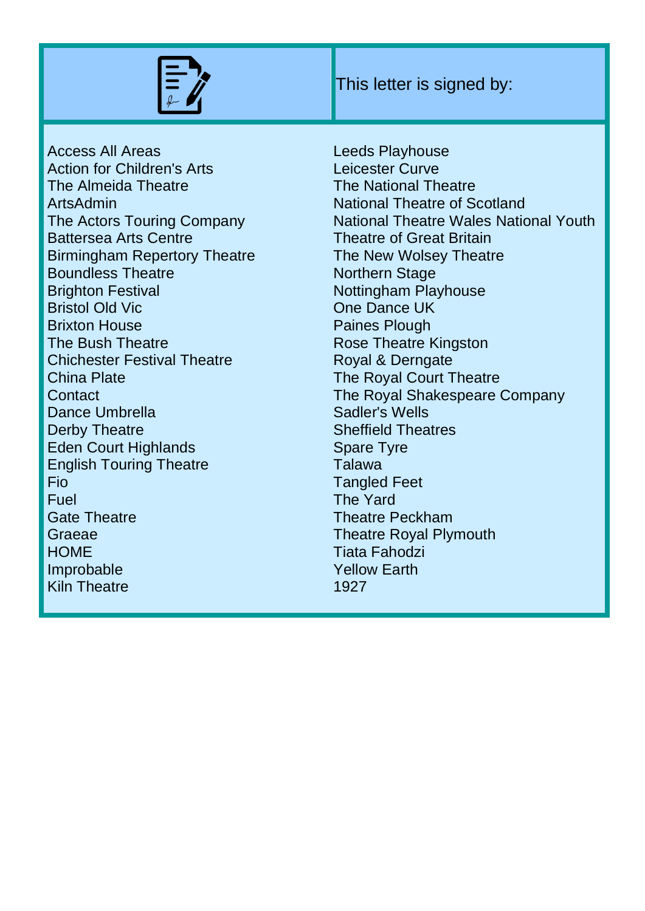This letter is signed by:

Access All Areas
Action for Children's Arts
The Almeida Theatre
ArtsAdmin
The Actors Touring Company
Battersea Arts Centre
Birmingham Repertory Theatre
Boundless Theatre
Brighton Festival
Bristol Old Vic
Brixton House
The Bush Theatre
Chichester Festival Theatre
China Plate
Contact
Dance Umbrella
Derby Theatre
Eden Court Highlands
English Touring Theatre
Fio
Fuel
Gate Theatre
Graeae
HOME
Improbable
Kiln Theatre
Leeds Playhouse
Leicester Curve
The National Theatre
National Theatre of Scotland
National Theatre Wales National Youth
Theatre of Great Britain
The New Wolsey Theatre
Northern Stage
Nottingham Playhouse
One Dance UK
Paines Plough
Rose Theatre Kingston
Royal & Derngate
The Royal Court Theatre
The Royal Shakespeare Company
Sadler's Wells
Sheffield Theatres
Spare Tyre
Talawa
Tangled Feet
The Yard
Theatre Peckham
Theatre Royal Plymouth
Tiata Fahodzi
Yellow Earth
1927